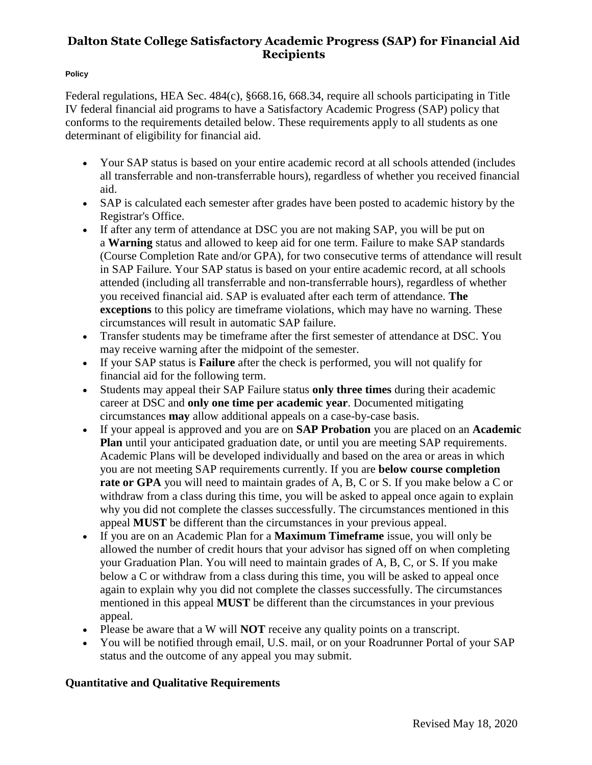# Dalton State College Satisfactory Academic Progress (SAP) for Financial Aid Recipients

**Policy**

Federal regulations, HEA Sec. 484(c), §668.16, 668.34, require all schools participating in Title IV federal financial aid programs to have a Satisfactory Academic Progress (SAP) policy that conforms to the requirements detailed below. These requirements apply to all students as one determinant of eligibility for financial aid.

- Your SAP status is based on your entire academic record at all schools attended (includes all transferrable and non-transferrable hours), regardless of whether you received financial aid.
- SAP is calculated each semester after grades have been posted to academic history by the Registrar's Office.
- If after any term of attendance at DSC you are not making SAP, you will be put on a **Warning** status and allowed to keep aid for one term. Failure to make SAP standards (Course Completion Rate and/or GPA), for two consecutive terms of attendance will result in SAP Failure. Your SAP status is based on your entire academic record, at all schools attended (including all transferrable and non-transferrable hours), regardless of whether you received financial aid. SAP is evaluated after each term of attendance. **The exceptions** to this policy are timeframe violations, which may have no warning. These circumstances will result in automatic SAP failure.
- Transfer students may be timeframe after the first semester of attendance at DSC. You may receive warning after the midpoint of the semester.
- If your SAP status is **Failure** after the check is performed, you will not qualify for financial aid for the following term.
- Students may appeal their SAP Failure status **only three times** during their academic career at DSC and **only one time per academic year**. Documented mitigating circumstances **may** allow additional appeals on a case-by-case basis.
- If your appeal is approved and you are on **SAP Probation** you are placed on an **Academic Plan** until your anticipated graduation date, or until you are meeting SAP requirements. Academic Plans will be developed individually and based on the area or areas in which you are not meeting SAP requirements currently. If you are **below course completion rate or GPA** you will need to maintain grades of A, B, C or S. If you make below a C or withdraw from a class during this time, you will be asked to appeal once again to explain why you did not complete the classes successfully. The circumstances mentioned in this appeal **MUST** be different than the circumstances in your previous appeal.
- If you are on an Academic Plan for a **Maximum Timeframe** issue, you will only be allowed the number of credit hours that your advisor has signed off on when completing your Graduation Plan. You will need to maintain grades of A, B, C, or S. If you make below a C or withdraw from a class during this time, you will be asked to appeal once again to explain why you did not complete the classes successfully. The circumstances mentioned in this appeal **MUST** be different than the circumstances in your previous appeal.
- Please be aware that a W will **NOT** receive any quality points on a transcript.
- You will be notified through email, U.S. mail, or on your Roadrunner Portal of your SAP status and the outcome of any appeal you may submit.

## Quantitative and Qualitative Requirements

Revised May 18, 2020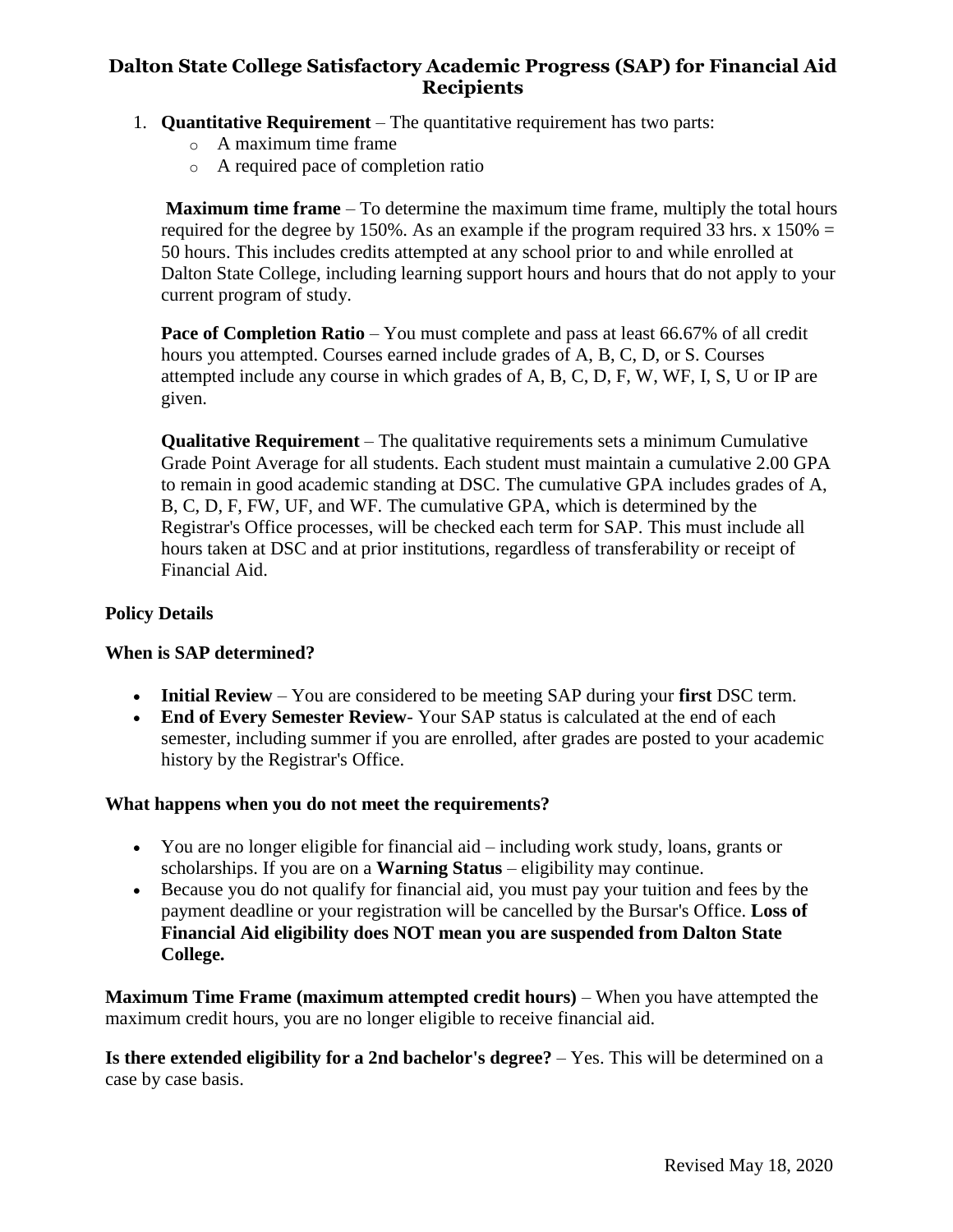# Dalton State College Satisfactory Academic Progress (SAP) for Financial Aid Recipients

1. **Quantitative Requirement** – The quantitative requirement has two parts:
   - A maximum time frame
   - A required pace of completion ratio

   **Maximum time frame** – To determine the maximum time frame, multiply the total hours required for the degree by 150%. As an example if the program required 33 hrs. x 150% = 50 hours. This includes credits attempted at any school prior to and while enrolled at Dalton State College, including learning support hours and hours that do not apply to your current program of study.

   **Pace of Completion Ratio** – You must complete and pass at least 66.67% of all credit hours you attempted. Courses earned include grades of A, B, C, D, or S. Courses attempted include any course in which grades of A, B, C, D, F, W, WF, I, S, U or IP are given.

   **Qualitative Requirement** – The qualitative requirements sets a minimum Cumulative Grade Point Average for all students. Each student must maintain a cumulative 2.00 GPA to remain in good academic standing at DSC. The cumulative GPA includes grades of A, B, C, D, F, FW, UF, and WF. The cumulative GPA, which is determined by the Registrar's Office processes, will be checked each term for SAP. This must include all hours taken at DSC and at prior institutions, regardless of transferability or receipt of Financial Aid.

**Policy Details**

**When is SAP determined?**

- **Initial Review** – You are considered to be meeting SAP during your **first** DSC term.
- **End of Every Semester Review**- Your SAP status is calculated at the end of each semester, including summer if you are enrolled, after grades are posted to your academic history by the Registrar's Office.

**What happens when you do not meet the requirements?**

- You are no longer eligible for financial aid – including work study, loans, grants or scholarships. If you are on a **Warning Status** – eligibility may continue.
- Because you do not qualify for financial aid, you must pay your tuition and fees by the payment deadline or your registration will be cancelled by the Bursar's Office. **Loss of Financial Aid eligibility does NOT mean you are suspended from Dalton State College.**

**Maximum Time Frame (maximum attempted credit hours)** – When you have attempted the maximum credit hours, you are no longer eligible to receive financial aid.

**Is there extended eligibility for a 2nd bachelor's degree?** – Yes. This will be determined on a case by case basis.

Revised May 18, 2020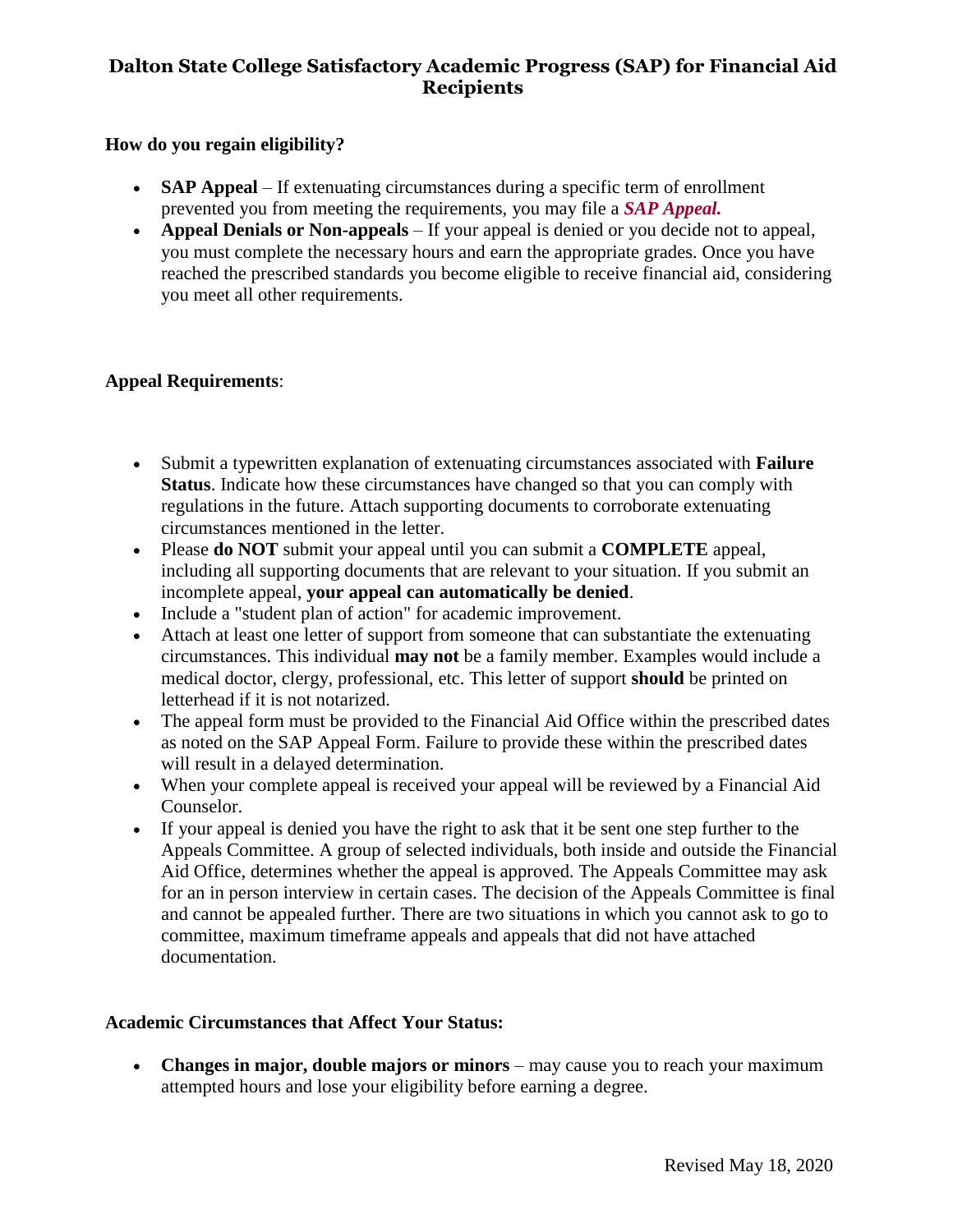# Dalton State College Satisfactory Academic Progress (SAP) for Financial Aid Recipients

**How do you regain eligibility?**

- **SAP Appeal** – If extenuating circumstances during a specific term of enrollment prevented you from meeting the requirements, you may file a ***SAP Appeal.***
- **Appeal Denials or Non-appeals** – If your appeal is denied or you decide not to appeal, you must complete the necessary hours and earn the appropriate grades. Once you have reached the prescribed standards you become eligible to receive financial aid, considering you meet all other requirements.

**Appeal Requirements**:

- Submit a typewritten explanation of extenuating circumstances associated with **Failure Status**. Indicate how these circumstances have changed so that you can comply with regulations in the future. Attach supporting documents to corroborate extenuating circumstances mentioned in the letter.
- Please **do NOT** submit your appeal until you can submit a **COMPLETE** appeal, including all supporting documents that are relevant to your situation. If you submit an incomplete appeal, **your appeal can automatically be denied**.
- Include a "student plan of action" for academic improvement.
- Attach at least one letter of support from someone that can substantiate the extenuating circumstances. This individual **may not** be a family member. Examples would include a medical doctor, clergy, professional, etc. This letter of support **should** be printed on letterhead if it is not notarized.
- The appeal form must be provided to the Financial Aid Office within the prescribed dates as noted on the SAP Appeal Form. Failure to provide these within the prescribed dates will result in a delayed determination.
- When your complete appeal is received your appeal will be reviewed by a Financial Aid Counselor.
- If your appeal is denied you have the right to ask that it be sent one step further to the Appeals Committee. A group of selected individuals, both inside and outside the Financial Aid Office, determines whether the appeal is approved. The Appeals Committee may ask for an in person interview in certain cases. The decision of the Appeals Committee is final and cannot be appealed further. There are two situations in which you cannot ask to go to committee, maximum timeframe appeals and appeals that did not have attached documentation.

**Academic Circumstances that Affect Your Status:**

- **Changes in major, double majors or minors** – may cause you to reach your maximum attempted hours and lose your eligibility before earning a degree.

Revised May 18, 2020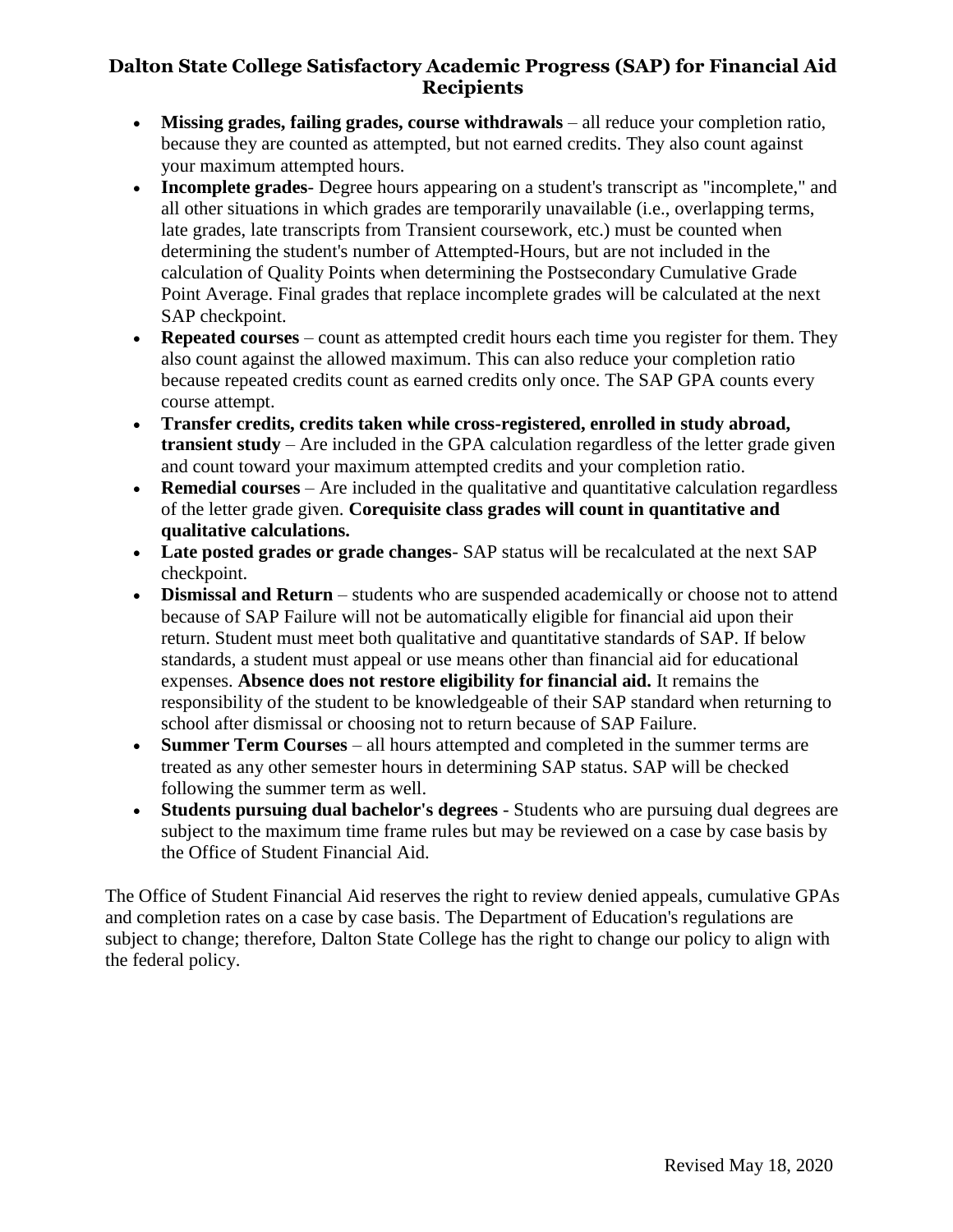# Dalton State College Satisfactory Academic Progress (SAP) for Financial Aid Recipients

- **Missing grades, failing grades, course withdrawals** – all reduce your completion ratio, because they are counted as attempted, but not earned credits. They also count against your maximum attempted hours.
- **Incomplete grades**- Degree hours appearing on a student's transcript as "incomplete," and all other situations in which grades are temporarily unavailable (i.e., overlapping terms, late grades, late transcripts from Transient coursework, etc.) must be counted when determining the student's number of Attempted-Hours, but are not included in the calculation of Quality Points when determining the Postsecondary Cumulative Grade Point Average. Final grades that replace incomplete grades will be calculated at the next SAP checkpoint.
- **Repeated courses** – count as attempted credit hours each time you register for them. They also count against the allowed maximum. This can also reduce your completion ratio because repeated credits count as earned credits only once. The SAP GPA counts every course attempt.
- **Transfer credits, credits taken while cross-registered, enrolled in study abroad, transient study** – Are included in the GPA calculation regardless of the letter grade given and count toward your maximum attempted credits and your completion ratio.
- **Remedial courses** – Are included in the qualitative and quantitative calculation regardless of the letter grade given. **Corequisite class grades will count in quantitative and qualitative calculations.**
- **Late posted grades or grade changes**- SAP status will be recalculated at the next SAP checkpoint.
- **Dismissal and Return** – students who are suspended academically or choose not to attend because of SAP Failure will not be automatically eligible for financial aid upon their return. Student must meet both qualitative and quantitative standards of SAP. If below standards, a student must appeal or use means other than financial aid for educational expenses. **Absence does not restore eligibility for financial aid.** It remains the responsibility of the student to be knowledgeable of their SAP standard when returning to school after dismissal or choosing not to return because of SAP Failure.
- **Summer Term Courses** – all hours attempted and completed in the summer terms are treated as any other semester hours in determining SAP status. SAP will be checked following the summer term as well.
- **Students pursuing dual bachelor's degrees** - Students who are pursuing dual degrees are subject to the maximum time frame rules but may be reviewed on a case by case basis by the Office of Student Financial Aid.

The Office of Student Financial Aid reserves the right to review denied appeals, cumulative GPAs and completion rates on a case by case basis. The Department of Education's regulations are subject to change; therefore, Dalton State College has the right to change our policy to align with the federal policy.

Revised May 18, 2020